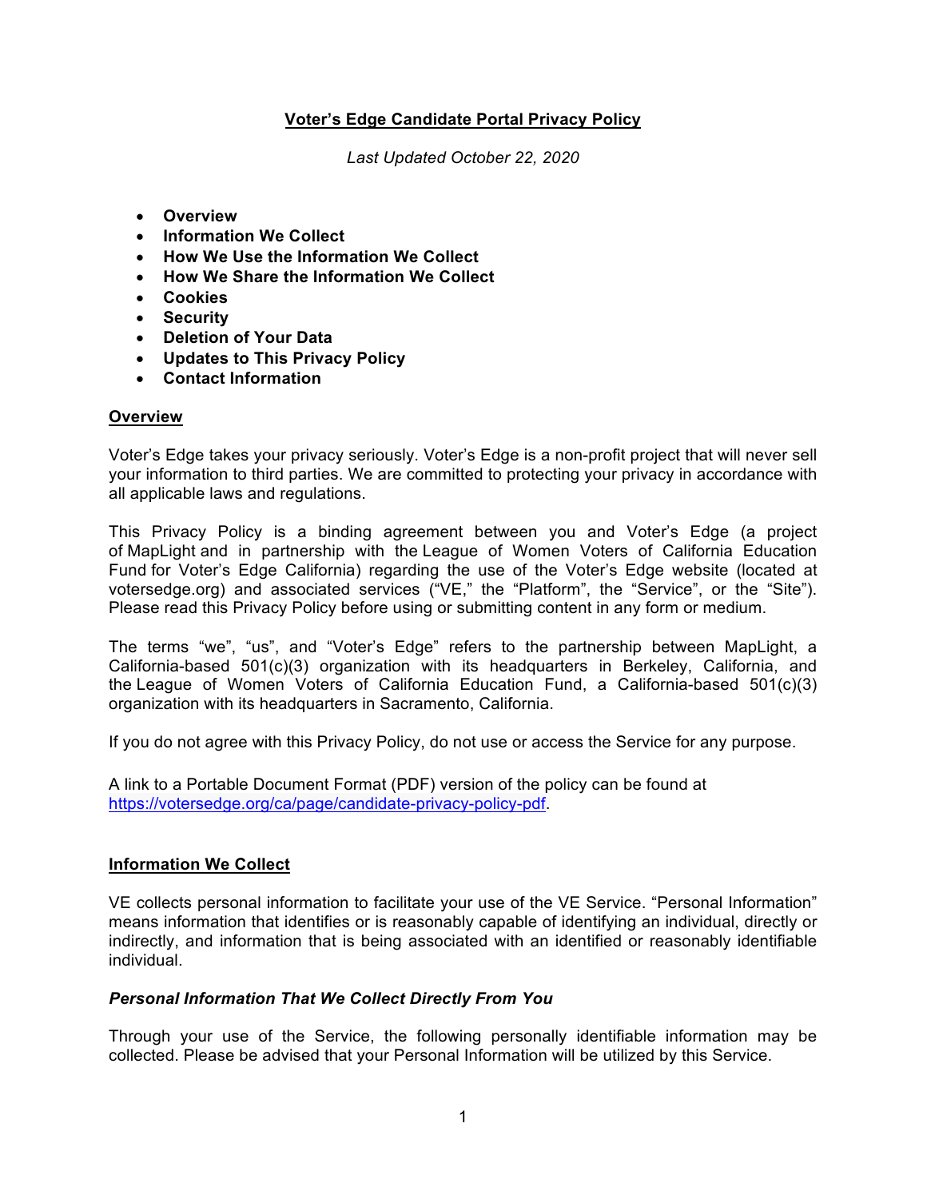# Voter's Edge Candidate Portal Privacy Policy

*Last Updated October 22, 2020*

- **Overview**
- **Information We Collect**
- **How We Use the Information We Collect**
- **How We Share the Information We Collect**
- **Cookies**
- **Security**
- **Deletion of Your Data**
- **Updates to This Privacy Policy**
- **Contact Information**

## Overview

Voter's Edge takes your privacy seriously. Voter's Edge is a non-profit project that will never sell your information to third parties. We are committed to protecting your privacy in accordance with all applicable laws and regulations.

This Privacy Policy is a binding agreement between you and Voter's Edge (a project of MapLight and in partnership with the League of Women Voters of California Education Fund for Voter's Edge California) regarding the use of the Voter's Edge website (located at votersedge.org) and associated services ("VE," the "Platform", the "Service", or the "Site"). Please read this Privacy Policy before using or submitting content in any form or medium.

The terms "we", "us", and "Voter's Edge" refers to the partnership between MapLight, a California-based 501(c)(3) organization with its headquarters in Berkeley, California, and the League of Women Voters of California Education Fund, a California-based 501(c)(3) organization with its headquarters in Sacramento, California.

If you do not agree with this Privacy Policy, do not use or access the Service for any purpose.

A link to a Portable Document Format (PDF) version of the policy can be found at https://votersedge.org/ca/page/candidate-privacy-policy-pdf.

## Information We Collect

VE collects personal information to facilitate your use of the VE Service. "Personal Information" means information that identifies or is reasonably capable of identifying an individual, directly or indirectly, and information that is being associated with an identified or reasonably identifiable individual.

### *Personal Information That We Collect Directly From You*

Through your use of the Service, the following personally identifiable information may be collected. Please be advised that your Personal Information will be utilized by this Service.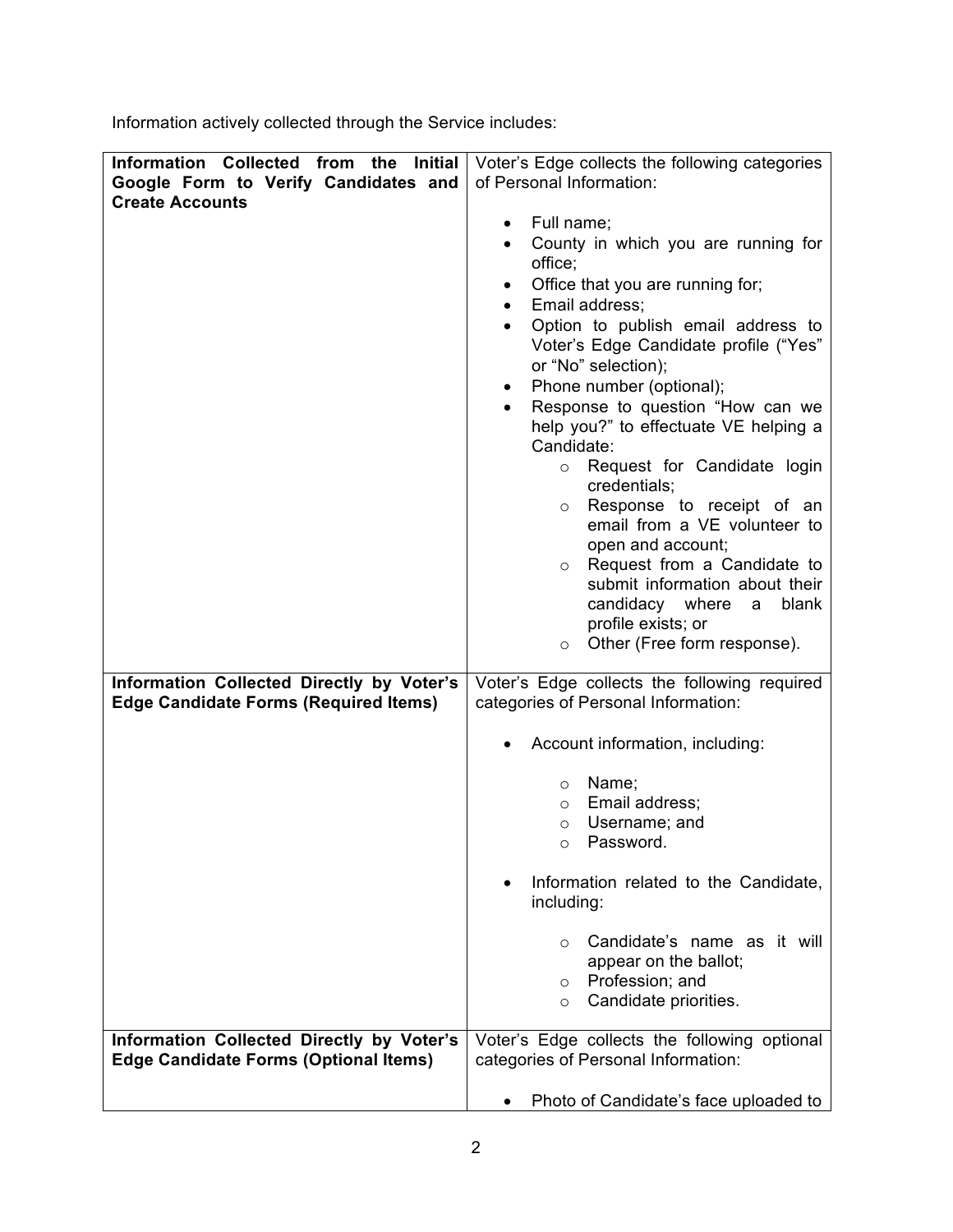Information actively collected through the Service includes:

| **Information Collected from the Initial Google Form to Verify Candidates and Create Accounts** | Voter's Edge collects the following categories of Personal Information:<br><br>• Full name;<br>• County in which you are running for office;<br>• Office that you are running for;<br>• Email address;<br>• Option to publish email address to Voter's Edge Candidate profile ("Yes" or "No" selection);<br>• Phone number (optional);<br>• Response to question "How can we help you?" to effectuate VE helping a Candidate:<br>&nbsp;&nbsp;&nbsp;&nbsp;○ Request for Candidate login credentials;<br>&nbsp;&nbsp;&nbsp;&nbsp;○ Response to receipt of an email from a VE volunteer to open and account;<br>&nbsp;&nbsp;&nbsp;&nbsp;○ Request from a Candidate to submit information about their candidacy where a blank profile exists; or<br>&nbsp;&nbsp;&nbsp;&nbsp;○ Other (Free form response). |
|---|---|
| **Information Collected Directly by Voter's Edge Candidate Forms (Required Items)** | Voter's Edge collects the following required categories of Personal Information:<br><br>• Account information, including:<br>&nbsp;&nbsp;&nbsp;&nbsp;○ Name;<br>&nbsp;&nbsp;&nbsp;&nbsp;○ Email address;<br>&nbsp;&nbsp;&nbsp;&nbsp;○ Username; and<br>&nbsp;&nbsp;&nbsp;&nbsp;○ Password.<br><br>• Information related to the Candidate, including:<br>&nbsp;&nbsp;&nbsp;&nbsp;○ Candidate's name as it will appear on the ballot;<br>&nbsp;&nbsp;&nbsp;&nbsp;○ Profession; and<br>&nbsp;&nbsp;&nbsp;&nbsp;○ Candidate priorities. |
| **Information Collected Directly by Voter's Edge Candidate Forms (Optional Items)** | Voter's Edge collects the following optional categories of Personal Information:<br><br>• Photo of Candidate's face uploaded to |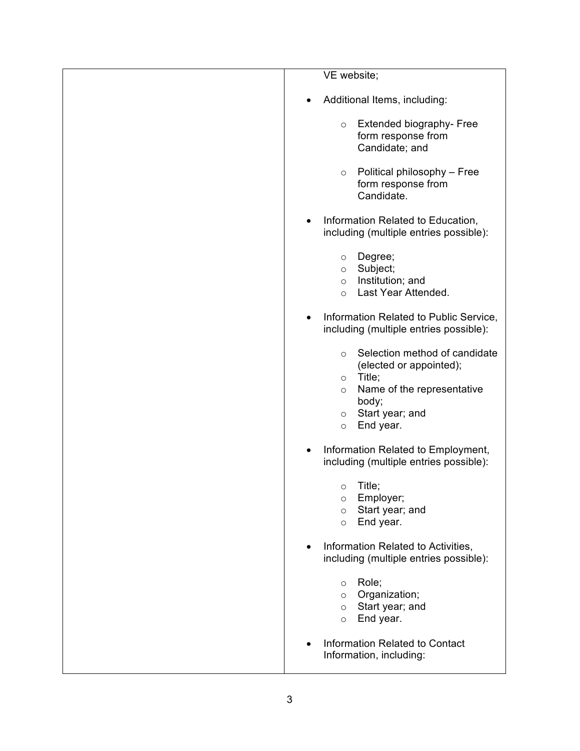| | |
|---|---|
| | VE website;<br><br>• Additional Items, including:<br>  ○ Extended biography- Free form response from Candidate; and<br>  ○ Political philosophy – Free form response from Candidate.<br><br>• Information Related to Education, including (multiple entries possible):<br>  ○ Degree;<br>  ○ Subject;<br>  ○ Institution; and<br>  ○ Last Year Attended.<br><br>• Information Related to Public Service, including (multiple entries possible):<br>  ○ Selection method of candidate (elected or appointed);<br>  ○ Title;<br>  ○ Name of the representative body;<br>  ○ Start year; and<br>  ○ End year.<br><br>• Information Related to Employment, including (multiple entries possible):<br>  ○ Title;<br>  ○ Employer;<br>  ○ Start year; and<br>  ○ End year.<br><br>• Information Related to Activities, including (multiple entries possible):<br>  ○ Role;<br>  ○ Organization;<br>  ○ Start year; and<br>  ○ End year.<br><br>• Information Related to Contact Information, including: |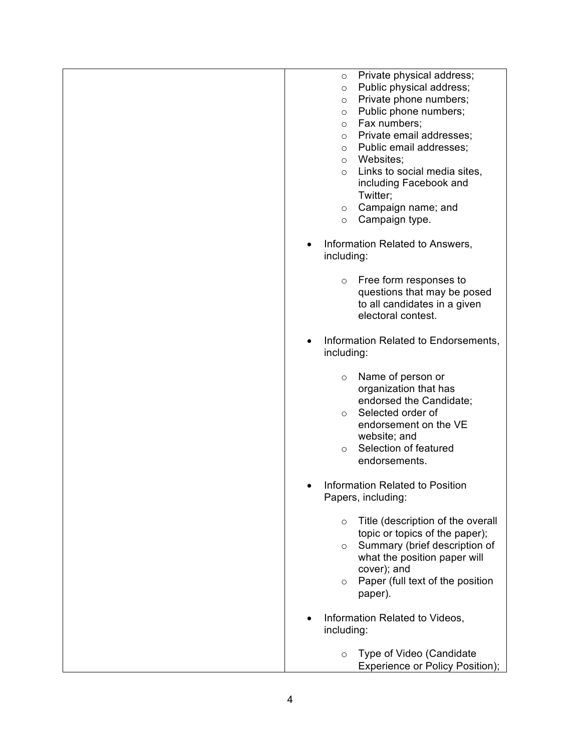| | |
|---|---|
| | - Private physical address;<br>- Public physical address;<br>- Private phone numbers;<br>- Public phone numbers;<br>- Fax numbers;<br>- Private email addresses;<br>- Public email addresses;<br>- Websites;<br>- Links to social media sites, including Facebook and Twitter;<br>- Campaign name; and<br>- Campaign type.<br><br>• Information Related to Answers, including:<br><br>- Free form responses to questions that may be posed to all candidates in a given electoral contest.<br><br>• Information Related to Endorsements, including:<br><br>- Name of person or organization that has endorsed the Candidate;<br>- Selected order of endorsement on the VE website; and<br>- Selection of featured endorsements.<br><br>• Information Related to Position Papers, including:<br><br>- Title (description of the overall topic or topics of the paper);<br>- Summary (brief description of what the position paper will cover); and<br>- Paper (full text of the position paper).<br><br>• Information Related to Videos, including:<br><br>- Type of Video (Candidate Experience or Policy Position); |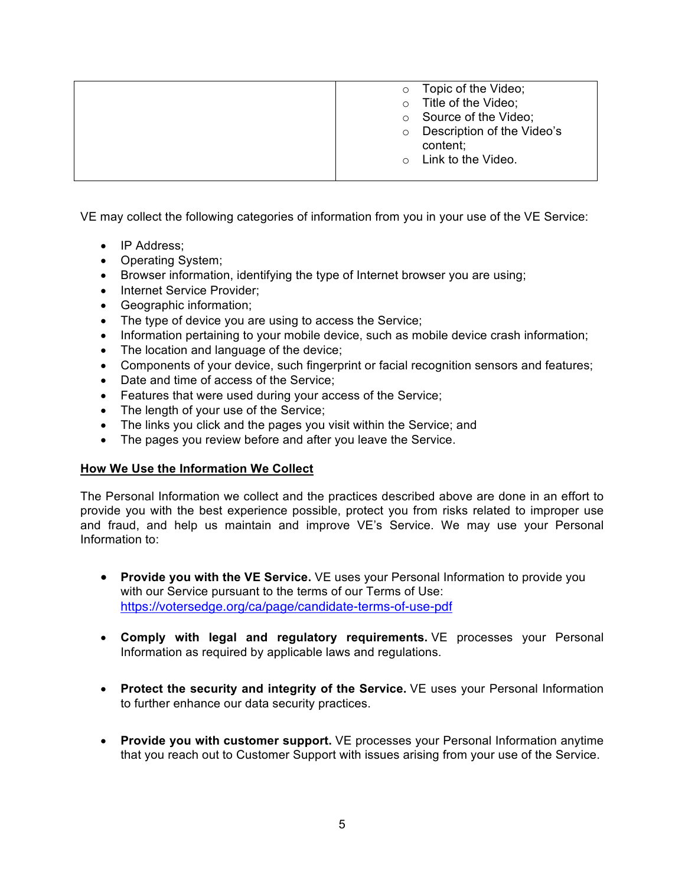| | |
|---|---|
| | ○ Topic of the Video;<br>○ Title of the Video;<br>○ Source of the Video;<br>○ Description of the Video's content;<br>○ Link to the Video. |

VE may collect the following categories of information from you in your use of the VE Service:

- IP Address;
- Operating System;
- Browser information, identifying the type of Internet browser you are using;
- Internet Service Provider;
- Geographic information;
- The type of device you are using to access the Service;
- Information pertaining to your mobile device, such as mobile device crash information;
- The location and language of the device;
- Components of your device, such fingerprint or facial recognition sensors and features;
- Date and time of access of the Service;
- Features that were used during your access of the Service;
- The length of your use of the Service;
- The links you click and the pages you visit within the Service; and
- The pages you review before and after you leave the Service.

**How We Use the Information We Collect**

The Personal Information we collect and the practices described above are done in an effort to provide you with the best experience possible, protect you from risks related to improper use and fraud, and help us maintain and improve VE's Service. We may use your Personal Information to:

- **Provide you with the VE Service.** VE uses your Personal Information to provide you with our Service pursuant to the terms of our Terms of Use: https://votersedge.org/ca/page/candidate-terms-of-use-pdf

- **Comply with legal and regulatory requirements.** VE processes your Personal Information as required by applicable laws and regulations.

- **Protect the security and integrity of the Service.** VE uses your Personal Information to further enhance our data security practices.

- **Provide you with customer support.** VE processes your Personal Information anytime that you reach out to Customer Support with issues arising from your use of the Service.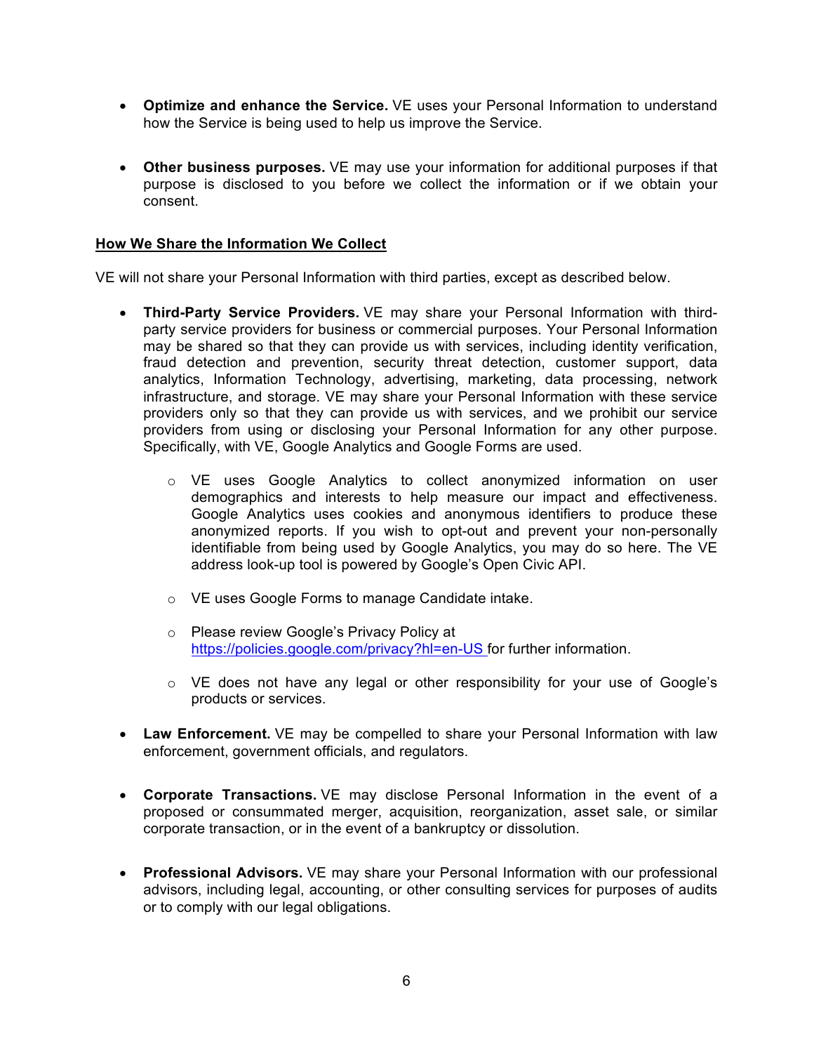- **Optimize and enhance the Service.** VE uses your Personal Information to understand how the Service is being used to help us improve the Service.

- **Other business purposes.** VE may use your information for additional purposes if that purpose is disclosed to you before we collect the information or if we obtain your consent.

**<u>How We Share the Information We Collect</u>**

VE will not share your Personal Information with third parties, except as described below.

- **Third-Party Service Providers.** VE may share your Personal Information with third-party service providers for business or commercial purposes. Your Personal Information may be shared so that they can provide us with services, including identity verification, fraud detection and prevention, security threat detection, customer support, data analytics, Information Technology, advertising, marketing, data processing, network infrastructure, and storage. VE may share your Personal Information with these service providers only so that they can provide us with services, and we prohibit our service providers from using or disclosing your Personal Information for any other purpose. Specifically, with VE, Google Analytics and Google Forms are used.
    - VE uses Google Analytics to collect anonymized information on user demographics and interests to help measure our impact and effectiveness. Google Analytics uses cookies and anonymous identifiers to produce these anonymized reports. If you wish to opt-out and prevent your non-personally identifiable from being used by Google Analytics, you may do so here. The VE address look-up tool is powered by Google's Open Civic API.
    - VE uses Google Forms to manage Candidate intake.
    - Please review Google's Privacy Policy at [https://policies.google.com/privacy?hl=en-US](https://policies.google.com/privacy?hl=en-US) for further information.
    - VE does not have any legal or other responsibility for your use of Google's products or services.

- **Law Enforcement.** VE may be compelled to share your Personal Information with law enforcement, government officials, and regulators.

- **Corporate Transactions.** VE may disclose Personal Information in the event of a proposed or consummated merger, acquisition, reorganization, asset sale, or similar corporate transaction, or in the event of a bankruptcy or dissolution.

- **Professional Advisors.** VE may share your Personal Information with our professional advisors, including legal, accounting, or other consulting services for purposes of audits or to comply with our legal obligations.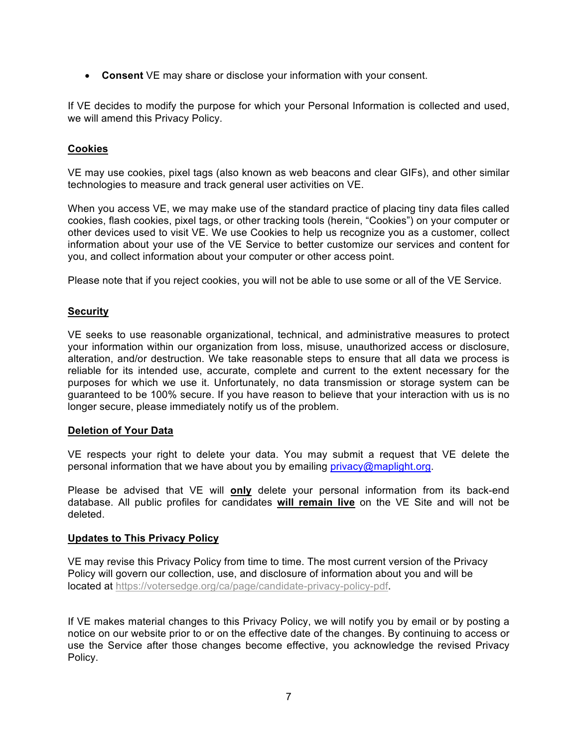- **Consent** VE may share or disclose your information with your consent.

If VE decides to modify the purpose for which your Personal Information is collected and used, we will amend this Privacy Policy.

## Cookies

VE may use cookies, pixel tags (also known as web beacons and clear GIFs), and other similar technologies to measure and track general user activities on VE.

When you access VE, we may make use of the standard practice of placing tiny data files called cookies, flash cookies, pixel tags, or other tracking tools (herein, "Cookies") on your computer or other devices used to visit VE. We use Cookies to help us recognize you as a customer, collect information about your use of the VE Service to better customize our services and content for you, and collect information about your computer or other access point.

Please note that if you reject cookies, you will not be able to use some or all of the VE Service.

## Security

VE seeks to use reasonable organizational, technical, and administrative measures to protect your information within our organization from loss, misuse, unauthorized access or disclosure, alteration, and/or destruction. We take reasonable steps to ensure that all data we process is reliable for its intended use, accurate, complete and current to the extent necessary for the purposes for which we use it. Unfortunately, no data transmission or storage system can be guaranteed to be 100% secure. If you have reason to believe that your interaction with us is no longer secure, please immediately notify us of the problem.

## Deletion of Your Data

VE respects your right to delete your data. You may submit a request that VE delete the personal information that we have about you by emailing [privacy@maplight.org](mailto:privacy@maplight.org).

Please be advised that VE will **only** delete your personal information from its back-end database. All public profiles for candidates **will remain live** on the VE Site and will not be deleted.

## Updates to This Privacy Policy

VE may revise this Privacy Policy from time to time. The most current version of the Privacy Policy will govern our collection, use, and disclosure of information about you and will be located at [https://votersedge.org/ca/page/candidate-privacy-policy-pdf](https://votersedge.org/ca/page/candidate-privacy-policy-pdf).

If VE makes material changes to this Privacy Policy, we will notify you by email or by posting a notice on our website prior to or on the effective date of the changes. By continuing to access or use the Service after those changes become effective, you acknowledge the revised Privacy Policy.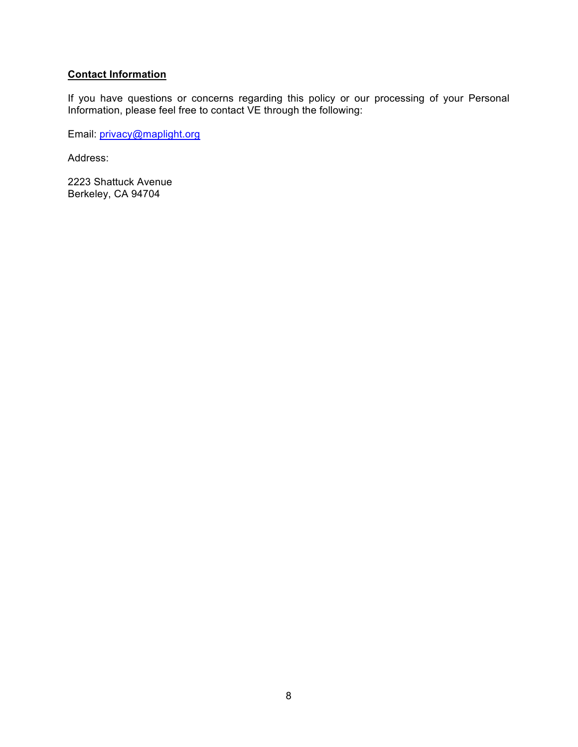**Contact Information**

If you have questions or concerns regarding this policy or our processing of your Personal Information, please feel free to contact VE through the following:

Email: privacy@maplight.org

Address:

2223 Shattuck Avenue
Berkeley, CA 94704